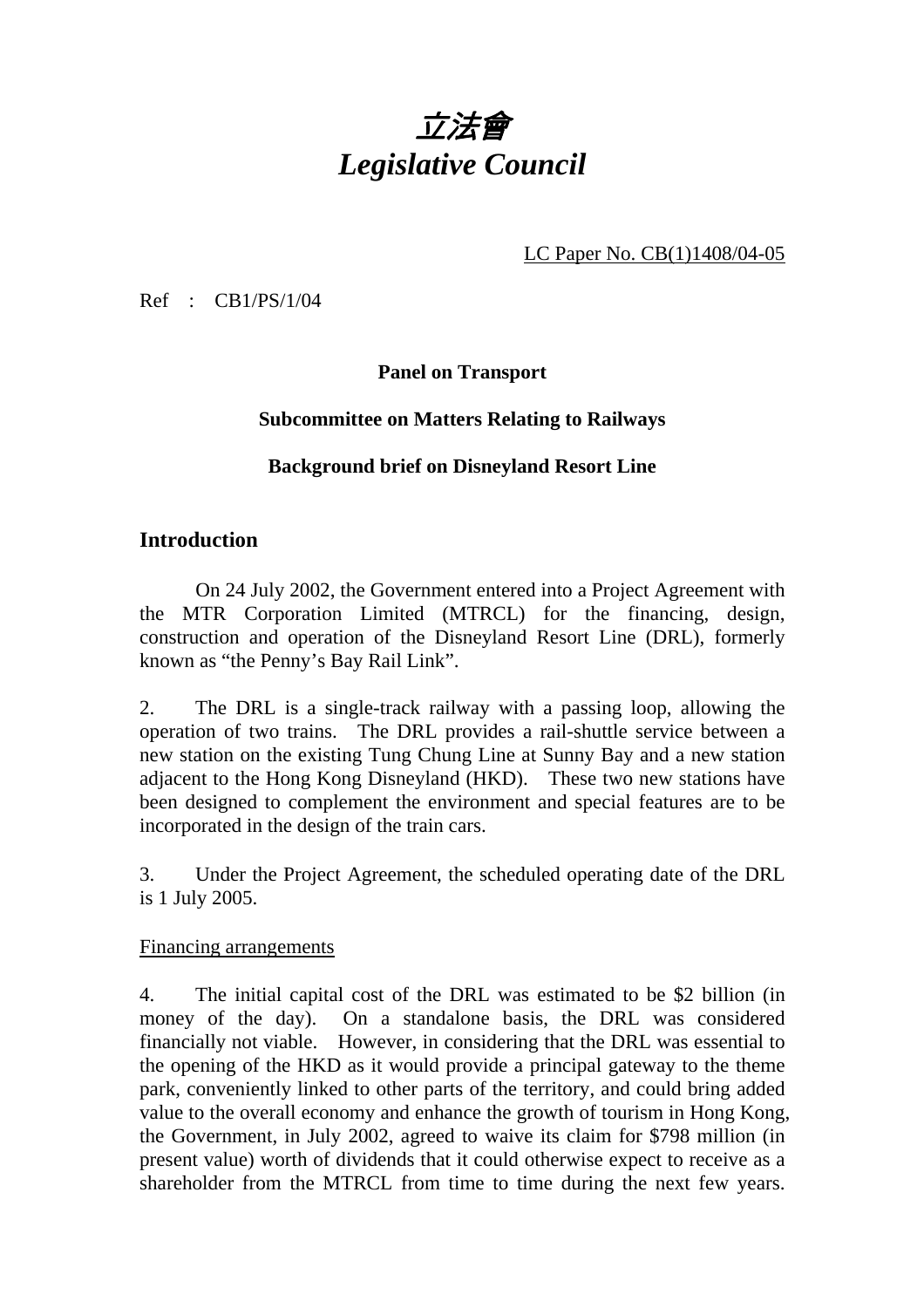# *立法會*
# *Legislative Council*

LC Paper No. CB(1)1408/04-05

Ref : CB1/PS/1/04

**Panel on Transport**

**Subcommittee on Matters Relating to Railways**

**Background brief on Disneyland Resort Line**

## Introduction

On 24 July 2002, the Government entered into a Project Agreement with the MTR Corporation Limited (MTRCL) for the financing, design, construction and operation of the Disneyland Resort Line (DRL), formerly known as "the Penny's Bay Rail Link".

2. The DRL is a single-track railway with a passing loop, allowing the operation of two trains. The DRL provides a rail-shuttle service between a new station on the existing Tung Chung Line at Sunny Bay and a new station adjacent to the Hong Kong Disneyland (HKD). These two new stations have been designed to complement the environment and special features are to be incorporated in the design of the train cars.

3. Under the Project Agreement, the scheduled operating date of the DRL is 1 July 2005.

Financing arrangements

4. The initial capital cost of the DRL was estimated to be $2 billion (in money of the day). On a standalone basis, the DRL was considered financially not viable. However, in considering that the DRL was essential to the opening of the HKD as it would provide a principal gateway to the theme park, conveniently linked to other parts of the territory, and could bring added value to the overall economy and enhance the growth of tourism in Hong Kong, the Government, in July 2002, agreed to waive its claim for $798 million (in present value) worth of dividends that it could otherwise expect to receive as a shareholder from the MTRCL from time to time during the next few years.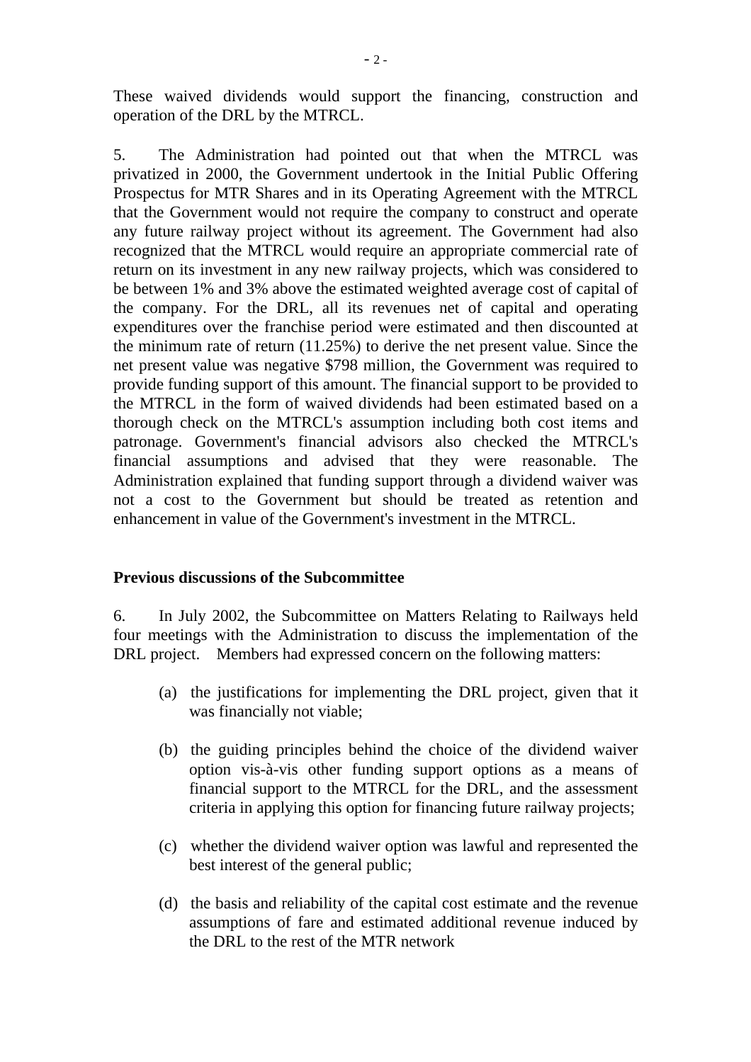These waived dividends would support the financing, construction and operation of the DRL by the MTRCL.

5. The Administration had pointed out that when the MTRCL was privatized in 2000, the Government undertook in the Initial Public Offering Prospectus for MTR Shares and in its Operating Agreement with the MTRCL that the Government would not require the company to construct and operate any future railway project without its agreement. The Government had also recognized that the MTRCL would require an appropriate commercial rate of return on its investment in any new railway projects, which was considered to be between 1% and 3% above the estimated weighted average cost of capital of the company. For the DRL, all its revenues net of capital and operating expenditures over the franchise period were estimated and then discounted at the minimum rate of return (11.25%) to derive the net present value. Since the net present value was negative $798 million, the Government was required to provide funding support of this amount. The financial support to be provided to the MTRCL in the form of waived dividends had been estimated based on a thorough check on the MTRCL's assumption including both cost items and patronage. Government's financial advisors also checked the MTRCL's financial assumptions and advised that they were reasonable. The Administration explained that funding support through a dividend waiver was not a cost to the Government but should be treated as retention and enhancement in value of the Government's investment in the MTRCL.

**Previous discussions of the Subcommittee**

6. In July 2002, the Subcommittee on Matters Relating to Railways held four meetings with the Administration to discuss the implementation of the DRL project. Members had expressed concern on the following matters:

(a) the justifications for implementing the DRL project, given that it was financially not viable;

(b) the guiding principles behind the choice of the dividend waiver option vis-à-vis other funding support options as a means of financial support to the MTRCL for the DRL, and the assessment criteria in applying this option for financing future railway projects;

(c) whether the dividend waiver option was lawful and represented the best interest of the general public;

(d) the basis and reliability of the capital cost estimate and the revenue assumptions of fare and estimated additional revenue induced by the DRL to the rest of the MTR network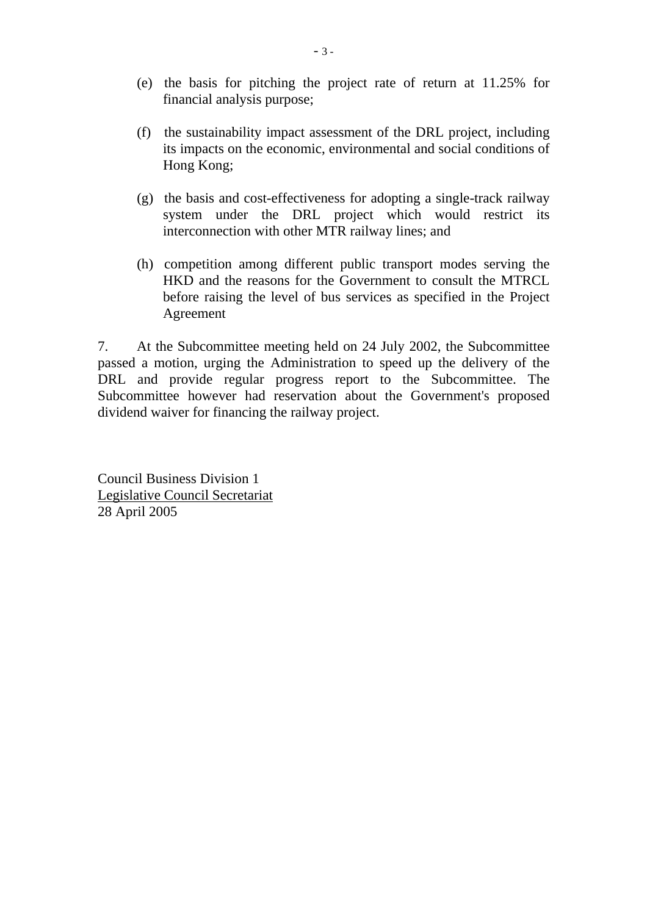(e) the basis for pitching the project rate of return at 11.25% for financial analysis purpose;

(f) the sustainability impact assessment of the DRL project, including its impacts on the economic, environmental and social conditions of Hong Kong;

(g) the basis and cost-effectiveness for adopting a single-track railway system under the DRL project which would restrict its interconnection with other MTR railway lines; and

(h) competition among different public transport modes serving the HKD and the reasons for the Government to consult the MTRCL before raising the level of bus services as specified in the Project Agreement

7. At the Subcommittee meeting held on 24 July 2002, the Subcommittee passed a motion, urging the Administration to speed up the delivery of the DRL and provide regular progress report to the Subcommittee. The Subcommittee however had reservation about the Government's proposed dividend waiver for financing the railway project.

Council Business Division 1
Legislative Council Secretariat
28 April 2005